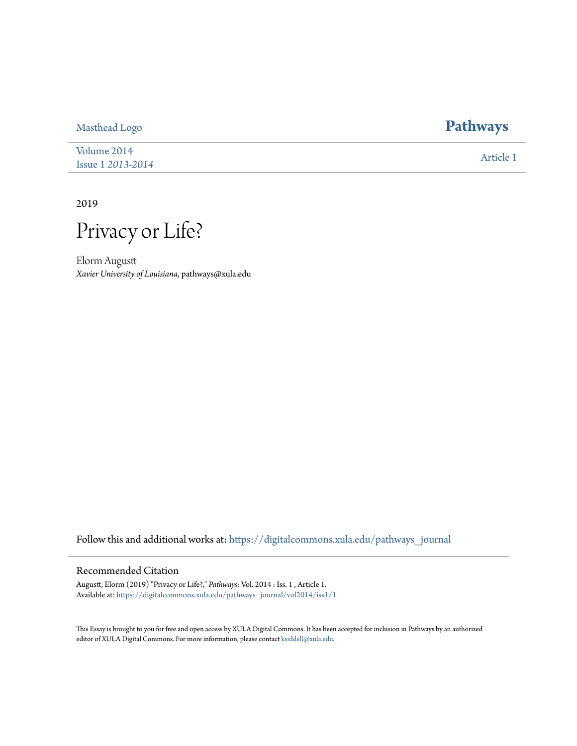Masthead Logo

# Pathways

Volume 2014
Issue 1 *2013-2014*

Article 1

2019

# Privacy or Life?

Elorm Augustt
*Xavier University of Louisiana*, pathways@xula.edu

Follow this and additional works at: https://digitalcommons.xula.edu/pathways_journal

## Recommended Citation

Augustt, Elorm (2019) "Privacy or Life?," *Pathways*: Vol. 2014 : Iss. 1 , Article 1.
Available at: https://digitalcommons.xula.edu/pathways_journal/vol2014/iss1/1

This Essay is brought to you for free and open access by XULA Digital Commons. It has been accepted for inclusion in Pathways by an authorized editor of XULA Digital Commons. For more information, please contact ksiddell@xula.edu.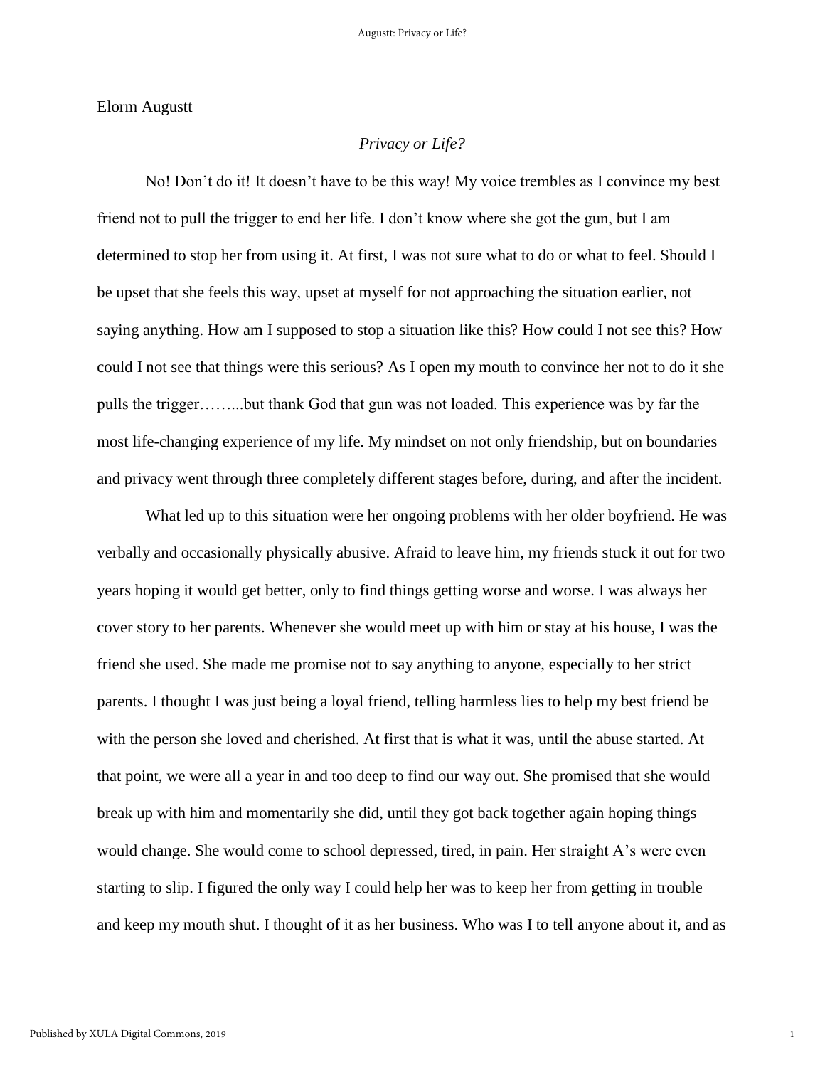Elorm Augustt

*Privacy or Life?*

No! Don't do it! It doesn't have to be this way! My voice trembles as I convince my best friend not to pull the trigger to end her life. I don't know where she got the gun, but I am determined to stop her from using it. At first, I was not sure what to do or what to feel. Should I be upset that she feels this way, upset at myself for not approaching the situation earlier, not saying anything. How am I supposed to stop a situation like this? How could I not see this? How could I not see that things were this serious? As I open my mouth to convince her not to do it she pulls the trigger……...but thank God that gun was not loaded. This experience was by far the most life-changing experience of my life. My mindset on not only friendship, but on boundaries and privacy went through three completely different stages before, during, and after the incident.

What led up to this situation were her ongoing problems with her older boyfriend. He was verbally and occasionally physically abusive. Afraid to leave him, my friends stuck it out for two years hoping it would get better, only to find things getting worse and worse. I was always her cover story to her parents. Whenever she would meet up with him or stay at his house, I was the friend she used. She made me promise not to say anything to anyone, especially to her strict parents. I thought I was just being a loyal friend, telling harmless lies to help my best friend be with the person she loved and cherished. At first that is what it was, until the abuse started. At that point, we were all a year in and too deep to find our way out. She promised that she would break up with him and momentarily she did, until they got back together again hoping things would change. She would come to school depressed, tired, in pain. Her straight A's were even starting to slip. I figured the only way I could help her was to keep her from getting in trouble and keep my mouth shut. I thought of it as her business. Who was I to tell anyone about it, and as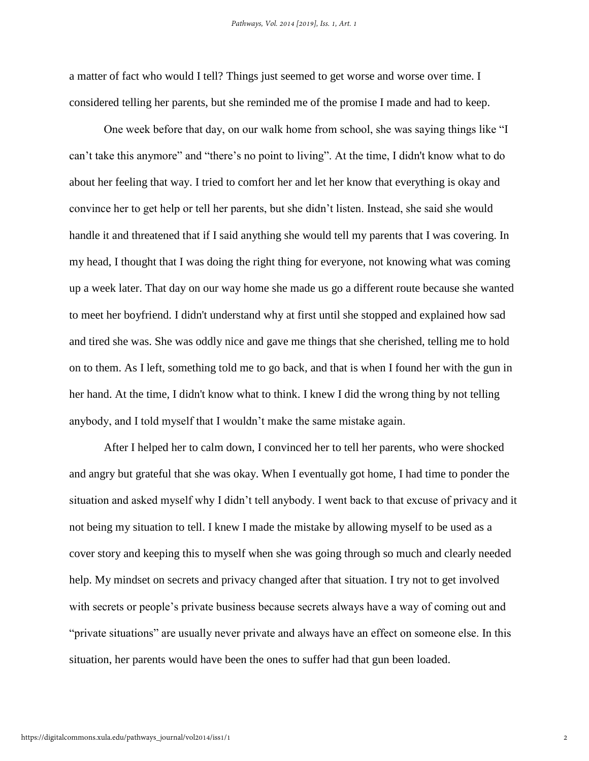a matter of fact who would I tell? Things just seemed to get worse and worse over time. I considered telling her parents, but she reminded me of the promise I made and had to keep.

One week before that day, on our walk home from school, she was saying things like “I can’t take this anymore” and “there’s no point to living”. At the time, I didn't know what to do about her feeling that way. I tried to comfort her and let her know that everything is okay and convince her to get help or tell her parents, but she didn’t listen. Instead, she said she would handle it and threatened that if I said anything she would tell my parents that I was covering. In my head, I thought that I was doing the right thing for everyone, not knowing what was coming up a week later. That day on our way home she made us go a different route because she wanted to meet her boyfriend. I didn't understand why at first until she stopped and explained how sad and tired she was. She was oddly nice and gave me things that she cherished, telling me to hold on to them. As I left, something told me to go back, and that is when I found her with the gun in her hand. At the time, I didn't know what to think. I knew I did the wrong thing by not telling anybody, and I told myself that I wouldn’t make the same mistake again.

After I helped her to calm down, I convinced her to tell her parents, who were shocked and angry but grateful that she was okay. When I eventually got home, I had time to ponder the situation and asked myself why I didn’t tell anybody. I went back to that excuse of privacy and it not being my situation to tell. I knew I made the mistake by allowing myself to be used as a cover story and keeping this to myself when she was going through so much and clearly needed help. My mindset on secrets and privacy changed after that situation. I try not to get involved with secrets or people’s private business because secrets always have a way of coming out and “private situations” are usually never private and always have an effect on someone else. In this situation, her parents would have been the ones to suffer had that gun been loaded.